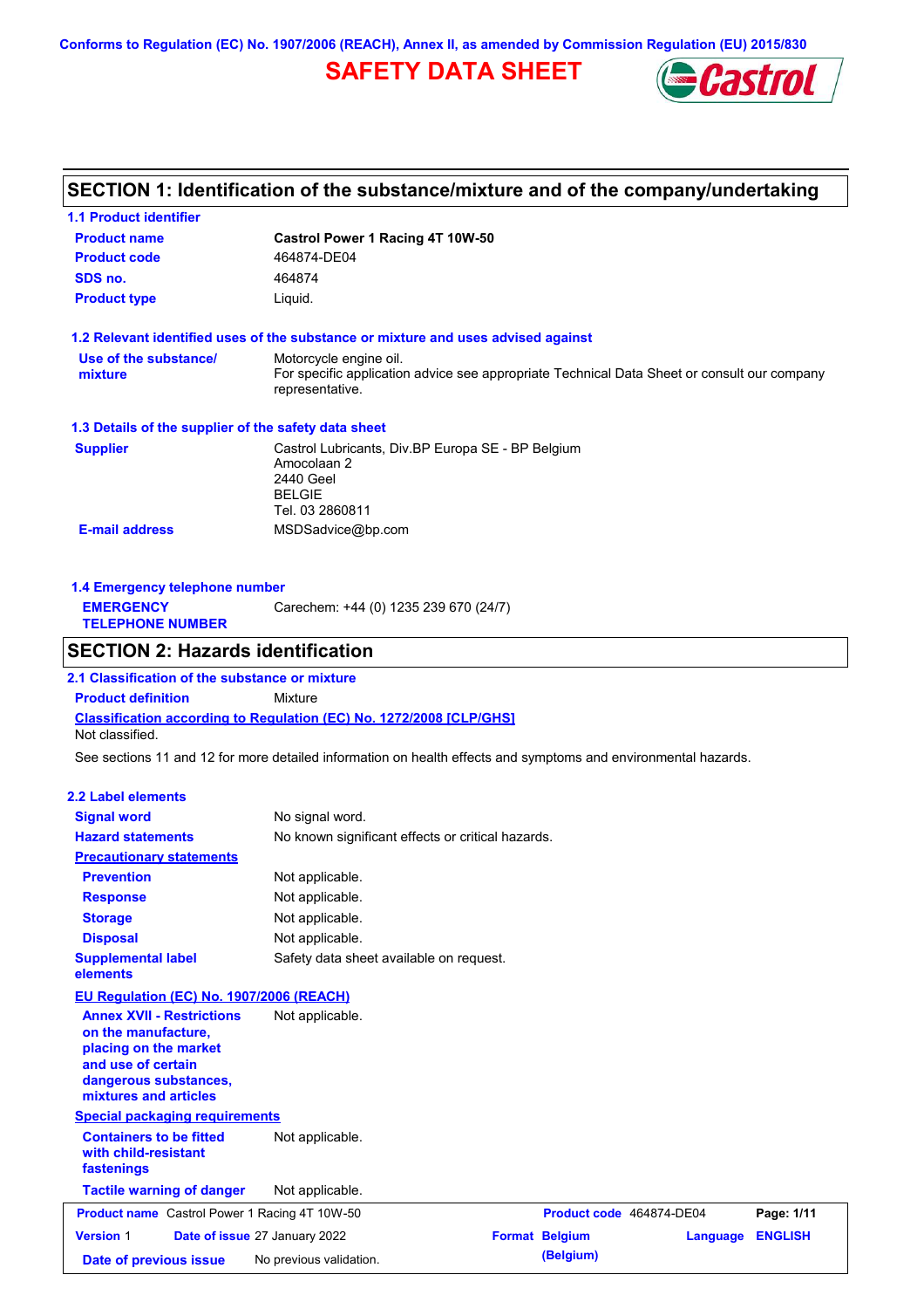Conforms to Regulation (EC) No. 1907/2006 (REACH), Annex II, as amended by Commission Regulation (EU) 2015/830

# SAFETY DATA SHEET

## SECTION 1: Identification of the substance/mixture and of the company/undertaking

### 1.1 Product identifier

| | |
|---|---|
| **Product name** | **Castrol Power 1 Racing 4T 10W-50** |
| **Product code** | 464874-DE04 |
| **SDS no.** | 464874 |
| **Product type** | Liquid. |

### 1.2 Relevant identified uses of the substance or mixture and uses advised against

| | |
|---|---|
| **Use of the substance/ mixture** | Motorcycle engine oil. For specific application advice see appropriate Technical Data Sheet or consult our company representative. |

### 1.3 Details of the supplier of the safety data sheet

| | |
|---|---|
| **Supplier** | Castrol Lubricants, Div.BP Europa SE - BP Belgium<br>Amocolaan 2<br>2440 Geel<br>BELGIE<br>Tel. 03 2860811 |
| **E-mail address** | MSDSadvice@bp.com |

### 1.4 Emergency telephone number

| | |
|---|---|
| **EMERGENCY TELEPHONE NUMBER** | Carechem: +44 (0) 1235 239 670 (24/7) |

## SECTION 2: Hazards identification

### 2.1 Classification of the substance or mixture

**Product definition** Mixture

**Classification according to Regulation (EC) No. 1272/2008 [CLP/GHS]**

Not classified.

See sections 11 and 12 for more detailed information on health effects and symptoms and environmental hazards.

### 2.2 Label elements

| | |
|---|---|
| **Signal word** | No signal word. |
| **Hazard statements** | No known significant effects or critical hazards. |

**Precautionary statements**

| | |
|---|---|
| **Prevention** | Not applicable. |
| **Response** | Not applicable. |
| **Storage** | Not applicable. |
| **Disposal** | Not applicable. |
| **Supplemental label elements** | Safety data sheet available on request. |

**EU Regulation (EC) No. 1907/2006 (REACH)**

| | |
|---|---|
| **Annex XVII - Restrictions on the manufacture, placing on the market and use of certain dangerous substances, mixtures and articles** | Not applicable. |

**Special packaging requirements**

| | |
|---|---|
| **Containers to be fitted with child-resistant fastenings** | Not applicable. |
| **Tactile warning of danger** | Not applicable. |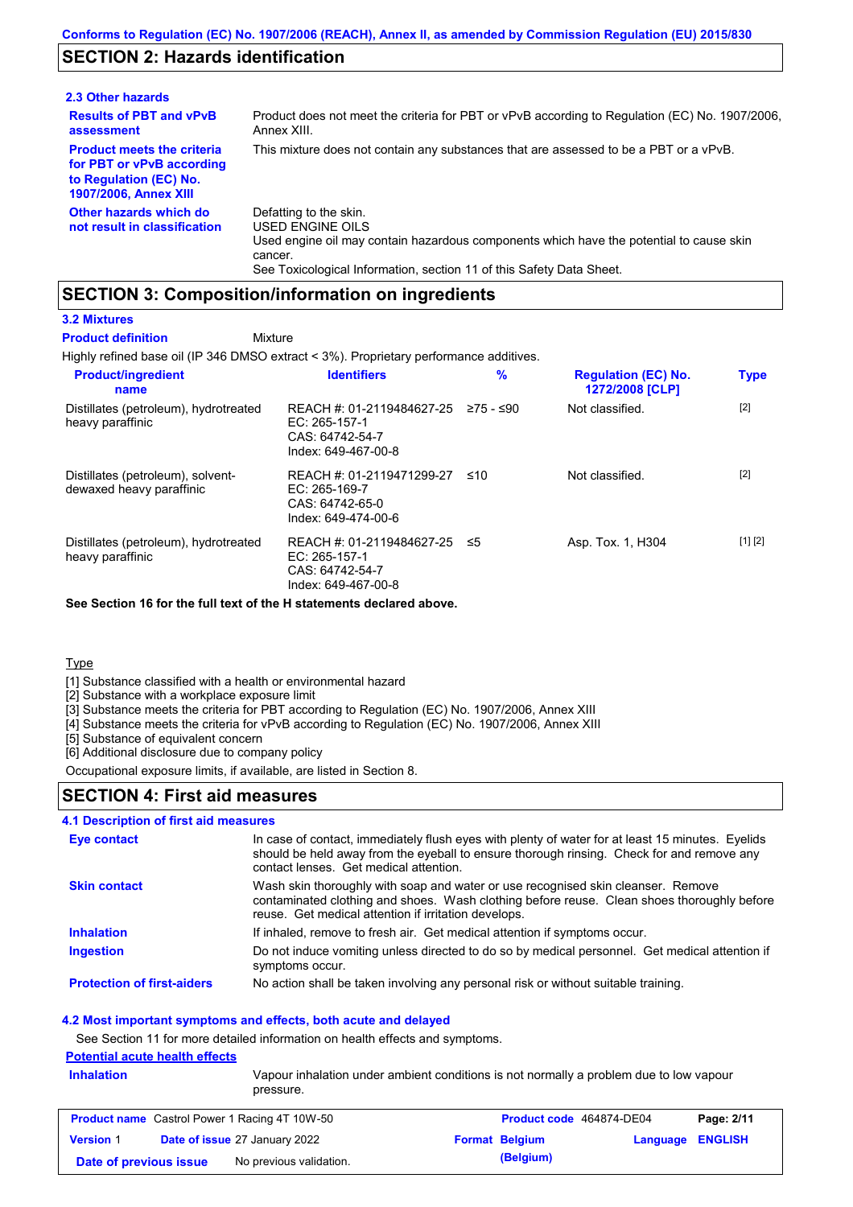## SECTION 2: Hazards identification

### 2.3 Other hazards

**Results of PBT and vPvB assessment** Product does not meet the criteria for PBT or vPvB according to Regulation (EC) No. 1907/2006, Annex XIII.

**Product meets the criteria for PBT or vPvB according to Regulation (EC) No. 1907/2006, Annex XIII** This mixture does not contain any substances that are assessed to be a PBT or a vPvB.

**Other hazards which do not result in classification** Defatting to the skin.
USED ENGINE OILS
Used engine oil may contain hazardous components which have the potential to cause skin cancer.
See Toxicological Information, section 11 of this Safety Data Sheet.

## SECTION 3: Composition/information on ingredients

### 3.2 Mixtures

**Product definition** Mixture

Highly refined base oil (IP 346 DMSO extract < 3%). Proprietary performance additives.

| Product/ingredient name | Identifiers | % | Regulation (EC) No. 1272/2008 [CLP] | Type |
|---|---|---|---|---|
| Distillates (petroleum), hydrotreated heavy paraffinic | REACH #: 01-2119484627-25<br>EC: 265-157-1<br>CAS: 64742-54-7<br>Index: 649-467-00-8 | ≥75 - ≤90 | Not classified. | [2] |
| Distillates (petroleum), solvent-dewaxed heavy paraffinic | REACH #: 01-2119471299-27<br>EC: 265-169-7<br>CAS: 64742-65-0<br>Index: 649-474-00-6 | ≤10 | Not classified. | [2] |
| Distillates (petroleum), hydrotreated heavy paraffinic | REACH #: 01-2119484627-25<br>EC: 265-157-1<br>CAS: 64742-54-7<br>Index: 649-467-00-8 | ≤5 | Asp. Tox. 1, H304 | [1] [2] |

**See Section 16 for the full text of the H statements declared above.**

Type

[1] Substance classified with a health or environmental hazard
[2] Substance with a workplace exposure limit
[3] Substance meets the criteria for PBT according to Regulation (EC) No. 1907/2006, Annex XIII
[4] Substance meets the criteria for vPvB according to Regulation (EC) No. 1907/2006, Annex XIII
[5] Substance of equivalent concern
[6] Additional disclosure due to company policy

Occupational exposure limits, if available, are listed in Section 8.

## SECTION 4: First aid measures

### 4.1 Description of first aid measures

**Eye contact** In case of contact, immediately flush eyes with plenty of water for at least 15 minutes. Eyelids should be held away from the eyeball to ensure thorough rinsing. Check for and remove any contact lenses. Get medical attention.

**Skin contact** Wash skin thoroughly with soap and water or use recognised skin cleanser. Remove contaminated clothing and shoes. Wash clothing before reuse. Clean shoes thoroughly before reuse. Get medical attention if irritation develops.

**Inhalation** If inhaled, remove to fresh air. Get medical attention if symptoms occur.

**Ingestion** Do not induce vomiting unless directed to do so by medical personnel. Get medical attention if symptoms occur.

**Protection of first-aiders** No action shall be taken involving any personal risk or without suitable training.

### 4.2 Most important symptoms and effects, both acute and delayed

See Section 11 for more detailed information on health effects and symptoms.

**Potential acute health effects**

**Inhalation** Vapour inhalation under ambient conditions is not normally a problem due to low vapour pressure.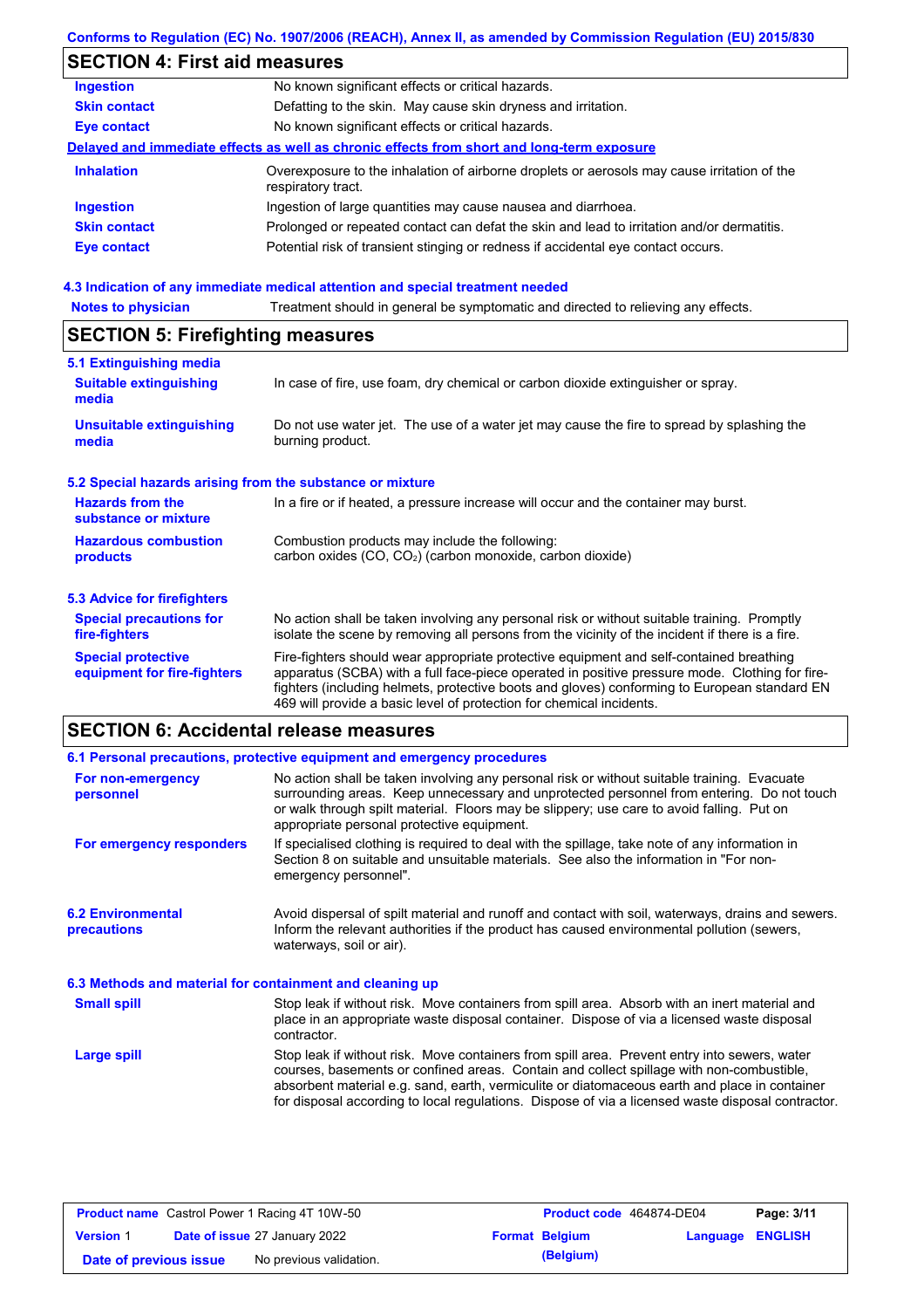## SECTION 4: First aid measures

| | |
|---|---|
| **Ingestion** | No known significant effects or critical hazards. |
| **Skin contact** | Defatting to the skin. May cause skin dryness and irritation. |
| **Eye contact** | No known significant effects or critical hazards. |

**Delayed and immediate effects as well as chronic effects from short and long-term exposure**

| | |
|---|---|
| **Inhalation** | Overexposure to the inhalation of airborne droplets or aerosols may cause irritation of the respiratory tract. |
| **Ingestion** | Ingestion of large quantities may cause nausea and diarrhoea. |
| **Skin contact** | Prolonged or repeated contact can defat the skin and lead to irritation and/or dermatitis. |
| **Eye contact** | Potential risk of transient stinging or redness if accidental eye contact occurs. |

### 4.3 Indication of any immediate medical attention and special treatment needed

| | |
|---|---|
| **Notes to physician** | Treatment should in general be symptomatic and directed to relieving any effects. |

## SECTION 5: Firefighting measures

### 5.1 Extinguishing media

| | |
|---|---|
| **Suitable extinguishing media** | In case of fire, use foam, dry chemical or carbon dioxide extinguisher or spray. |
| **Unsuitable extinguishing media** | Do not use water jet. The use of a water jet may cause the fire to spread by splashing the burning product. |

### 5.2 Special hazards arising from the substance or mixture

| | |
|---|---|
| **Hazards from the substance or mixture** | In a fire or if heated, a pressure increase will occur and the container may burst. |
| **Hazardous combustion products** | Combustion products may include the following: carbon oxides (CO, $CO_2$) (carbon monoxide, carbon dioxide) |

### 5.3 Advice for firefighters

| | |
|---|---|
| **Special precautions for fire-fighters** | No action shall be taken involving any personal risk or without suitable training. Promptly isolate the scene by removing all persons from the vicinity of the incident if there is a fire. |
| **Special protective equipment for fire-fighters** | Fire-fighters should wear appropriate protective equipment and self-contained breathing apparatus (SCBA) with a full face-piece operated in positive pressure mode. Clothing for fire-fighters (including helmets, protective boots and gloves) conforming to European standard EN 469 will provide a basic level of protection for chemical incidents. |

## SECTION 6: Accidental release measures

### 6.1 Personal precautions, protective equipment and emergency procedures

| | |
|---|---|
| **For non-emergency personnel** | No action shall be taken involving any personal risk or without suitable training. Evacuate surrounding areas. Keep unnecessary and unprotected personnel from entering. Do not touch or walk through spilt material. Floors may be slippery; use care to avoid falling. Put on appropriate personal protective equipment. |
| **For emergency responders** | If specialised clothing is required to deal with the spillage, take note of any information in Section 8 on suitable and unsuitable materials. See also the information in "For non-emergency personnel". |

| | |
|---|---|
| **6.2 Environmental precautions** | Avoid dispersal of spilt material and runoff and contact with soil, waterways, drains and sewers. Inform the relevant authorities if the product has caused environmental pollution (sewers, waterways, soil or air). |

### 6.3 Methods and material for containment and cleaning up

| | |
|---|---|
| **Small spill** | Stop leak if without risk. Move containers from spill area. Absorb with an inert material and place in an appropriate waste disposal container. Dispose of via a licensed waste disposal contractor. |
| **Large spill** | Stop leak if without risk. Move containers from spill area. Prevent entry into sewers, water courses, basements or confined areas. Contain and collect spillage with non-combustible, absorbent material e.g. sand, earth, vermiculite or diatomaceous earth and place in container for disposal according to local regulations. Dispose of via a licensed waste disposal contractor. |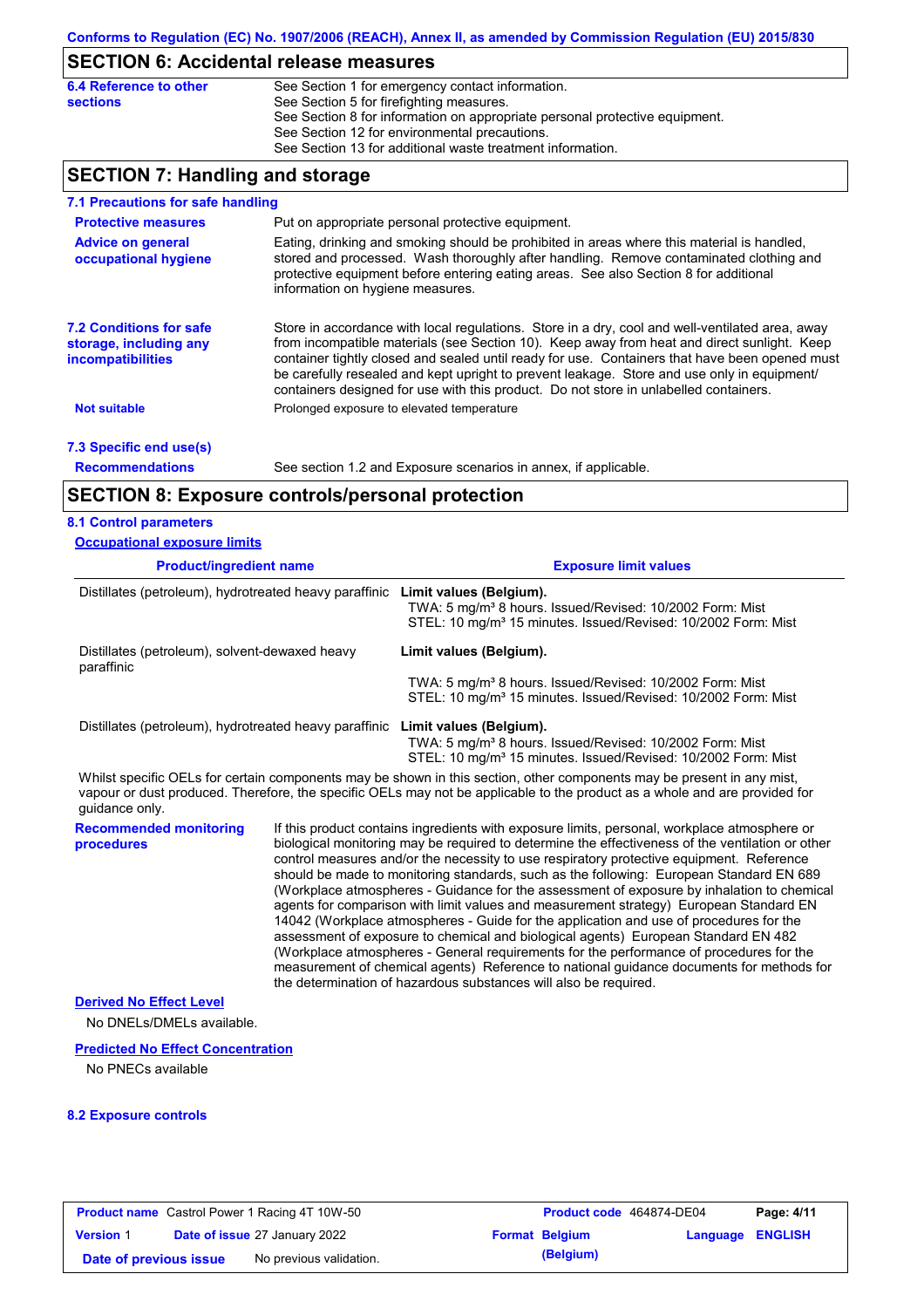## SECTION 6: Accidental release measures

**6.4 Reference to other sections**

See Section 1 for emergency contact information.
See Section 5 for firefighting measures.
See Section 8 for information on appropriate personal protective equipment.
See Section 12 for environmental precautions.
See Section 13 for additional waste treatment information.

## SECTION 7: Handling and storage

### 7.1 Precautions for safe handling

**Protective measures**

Put on appropriate personal protective equipment.

**Advice on general occupational hygiene**

Eating, drinking and smoking should be prohibited in areas where this material is handled, stored and processed. Wash thoroughly after handling. Remove contaminated clothing and protective equipment before entering eating areas. See also Section 8 for additional information on hygiene measures.

### 7.2 Conditions for safe storage, including any incompatibilities

Store in accordance with local regulations. Store in a dry, cool and well-ventilated area, away from incompatible materials (see Section 10). Keep away from heat and direct sunlight. Keep container tightly closed and sealed until ready for use. Containers that have been opened must be carefully resealed and kept upright to prevent leakage. Store and use only in equipment/ containers designed for use with this product. Do not store in unlabelled containers.

**Not suitable**

Prolonged exposure to elevated temperature

### 7.3 Specific end use(s)

**Recommendations**

See section 1.2 and Exposure scenarios in annex, if applicable.

## SECTION 8: Exposure controls/personal protection

### 8.1 Control parameters

**Occupational exposure limits**

| Product/ingredient name | Exposure limit values |
|---|---|
| Distillates (petroleum), hydrotreated heavy paraffinic | **Limit values (Belgium).**<br>TWA: 5 mg/m³ 8 hours. Issued/Revised: 10/2002 Form: Mist<br>STEL: 10 mg/m³ 15 minutes. Issued/Revised: 10/2002 Form: Mist |
| Distillates (petroleum), solvent-dewaxed heavy paraffinic | **Limit values (Belgium).**<br>TWA: 5 mg/m³ 8 hours. Issued/Revised: 10/2002 Form: Mist<br>STEL: 10 mg/m³ 15 minutes. Issued/Revised: 10/2002 Form: Mist |
| Distillates (petroleum), hydrotreated heavy paraffinic | **Limit values (Belgium).**<br>TWA: 5 mg/m³ 8 hours. Issued/Revised: 10/2002 Form: Mist<br>STEL: 10 mg/m³ 15 minutes. Issued/Revised: 10/2002 Form: Mist |

Whilst specific OELs for certain components may be shown in this section, other components may be present in any mist, vapour or dust produced. Therefore, the specific OELs may not be applicable to the product as a whole and are provided for guidance only.

**Recommended monitoring procedures**

If this product contains ingredients with exposure limits, personal, workplace atmosphere or biological monitoring may be required to determine the effectiveness of the ventilation or other control measures and/or the necessity to use respiratory protective equipment. Reference should be made to monitoring standards, such as the following: European Standard EN 689 (Workplace atmospheres - Guidance for the assessment of exposure by inhalation to chemical agents for comparison with limit values and measurement strategy) European Standard EN 14042 (Workplace atmospheres - Guide for the application and use of procedures for the assessment of exposure to chemical and biological agents) European Standard EN 482 (Workplace atmospheres - General requirements for the performance of procedures for the measurement of chemical agents) Reference to national guidance documents for methods for the determination of hazardous substances will also be required.

**Derived No Effect Level**

No DNELs/DMELs available.

**Predicted No Effect Concentration**

No PNECs available

### 8.2 Exposure controls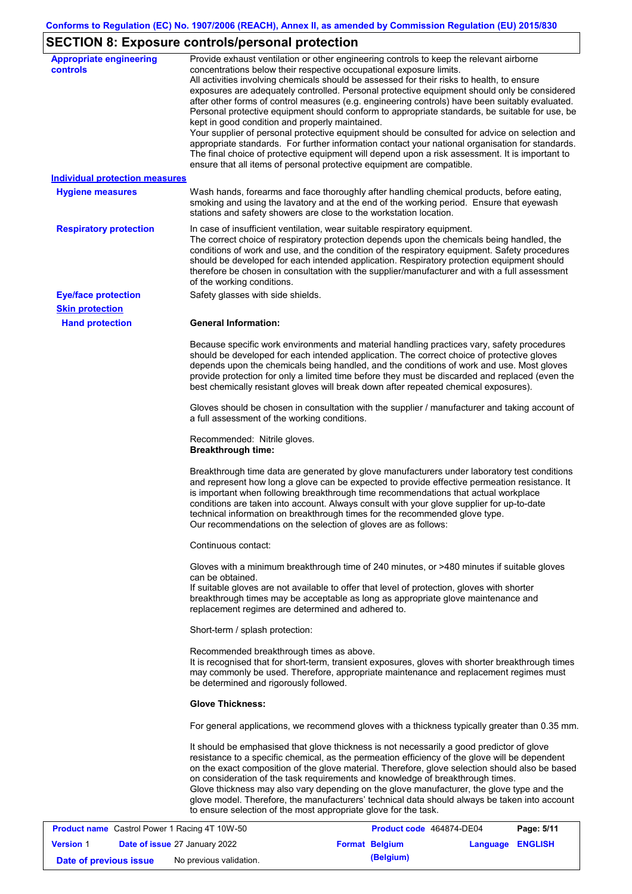## SECTION 8: Exposure controls/personal protection

**Appropriate engineering controls**

Provide exhaust ventilation or other engineering controls to keep the relevant airborne concentrations below their respective occupational exposure limits.
All activities involving chemicals should be assessed for their risks to health, to ensure exposures are adequately controlled. Personal protective equipment should only be considered after other forms of control measures (e.g. engineering controls) have been suitably evaluated. Personal protective equipment should conform to appropriate standards, be suitable for use, be kept in good condition and properly maintained.
Your supplier of personal protective equipment should be consulted for advice on selection and appropriate standards. For further information contact your national organisation for standards. The final choice of protective equipment will depend upon a risk assessment. It is important to ensure that all items of personal protective equipment are compatible.

**Individual protection measures**

**Hygiene measures**

Wash hands, forearms and face thoroughly after handling chemical products, before eating, smoking and using the lavatory and at the end of the working period. Ensure that eyewash stations and safety showers are close to the workstation location.

**Respiratory protection**

In case of insufficient ventilation, wear suitable respiratory equipment.
The correct choice of respiratory protection depends upon the chemicals being handled, the conditions of work and use, and the condition of the respiratory equipment. Safety procedures should be developed for each intended application. Respiratory protection equipment should therefore be chosen in consultation with the supplier/manufacturer and with a full assessment of the working conditions.

**Eye/face protection**

Safety glasses with side shields.

**Skin protection**

**Hand protection**

**General Information:**

Because specific work environments and material handling practices vary, safety procedures should be developed for each intended application. The correct choice of protective gloves depends upon the chemicals being handled, and the conditions of work and use. Most gloves provide protection for only a limited time before they must be discarded and replaced (even the best chemically resistant gloves will break down after repeated chemical exposures).

Gloves should be chosen in consultation with the supplier / manufacturer and taking account of a full assessment of the working conditions.

Recommended: Nitrile gloves.
**Breakthrough time:**

Breakthrough time data are generated by glove manufacturers under laboratory test conditions and represent how long a glove can be expected to provide effective permeation resistance. It is important when following breakthrough time recommendations that actual workplace conditions are taken into account. Always consult with your glove supplier for up-to-date technical information on breakthrough times for the recommended glove type.
Our recommendations on the selection of gloves are as follows:

Continuous contact:

Gloves with a minimum breakthrough time of 240 minutes, or >480 minutes if suitable gloves can be obtained.
If suitable gloves are not available to offer that level of protection, gloves with shorter breakthrough times may be acceptable as long as appropriate glove maintenance and replacement regimes are determined and adhered to.

Short-term / splash protection:

Recommended breakthrough times as above.
It is recognised that for short-term, transient exposures, gloves with shorter breakthrough times may commonly be used. Therefore, appropriate maintenance and replacement regimes must be determined and rigorously followed.

**Glove Thickness:**

For general applications, we recommend gloves with a thickness typically greater than 0.35 mm.

It should be emphasised that glove thickness is not necessarily a good predictor of glove resistance to a specific chemical, as the permeation efficiency of the glove will be dependent on the exact composition of the glove material. Therefore, glove selection should also be based on consideration of the task requirements and knowledge of breakthrough times.
Glove thickness may also vary depending on the glove manufacturer, the glove type and the glove model. Therefore, the manufacturers' technical data should always be taken into account to ensure selection of the most appropriate glove for the task.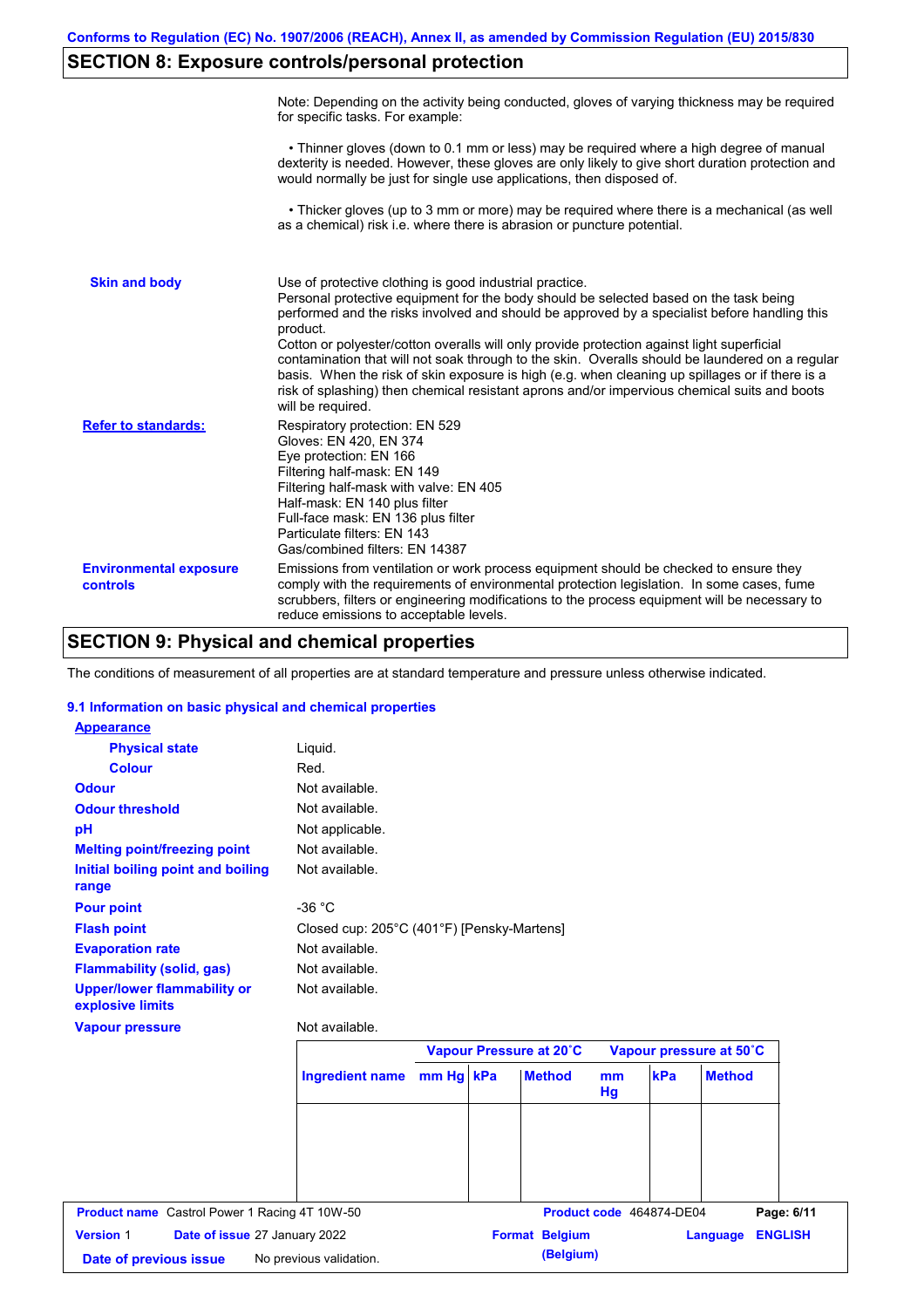## SECTION 8: Exposure controls/personal protection

Note: Depending on the activity being conducted, gloves of varying thickness may be required for specific tasks. For example:

• Thinner gloves (down to 0.1 mm or less) may be required where a high degree of manual dexterity is needed. However, these gloves are only likely to give short duration protection and would normally be just for single use applications, then disposed of.

• Thicker gloves (up to 3 mm or more) may be required where there is a mechanical (as well as a chemical) risk i.e. where there is abrasion or puncture potential.

**Skin and body**

Use of protective clothing is good industrial practice.
Personal protective equipment for the body should be selected based on the task being performed and the risks involved and should be approved by a specialist before handling this product.
Cotton or polyester/cotton overalls will only provide protection against light superficial contamination that will not soak through to the skin. Overalls should be laundered on a regular basis. When the risk of skin exposure is high (e.g. when cleaning up spillages or if there is a risk of splashing) then chemical resistant aprons and/or impervious chemical suits and boots will be required.

**Refer to standards:**

Respiratory protection: EN 529
Gloves: EN 420, EN 374
Eye protection: EN 166
Filtering half-mask: EN 149
Filtering half-mask with valve: EN 405
Half-mask: EN 140 plus filter
Full-face mask: EN 136 plus filter
Particulate filters: EN 143
Gas/combined filters: EN 14387

**Environmental exposure controls**

Emissions from ventilation or work process equipment should be checked to ensure they comply with the requirements of environmental protection legislation. In some cases, fume scrubbers, filters or engineering modifications to the process equipment will be necessary to reduce emissions to acceptable levels.

## SECTION 9: Physical and chemical properties

The conditions of measurement of all properties are at standard temperature and pressure unless otherwise indicated.

### 9.1 Information on basic physical and chemical properties

**Appearance**

- **Physical state**: Liquid.
- **Colour**: Red.

**Odour**: Not available.
**Odour threshold**: Not available.
**pH**: Not applicable.
**Melting point/freezing point**: Not available.
**Initial boiling point and boiling range**: Not available.
**Pour point**: -36 °C
**Flash point**: Closed cup: 205°C (401°F) [Pensky-Martens]
**Evaporation rate**: Not available.
**Flammability (solid, gas)**: Not available.
**Upper/lower flammability or explosive limits**: Not available.
**Vapour pressure**: Not available.

| | Vapour Pressure at 20˚C | | | Vapour pressure at 50˚C | | |
|---|---|---|---|---|---|---|
| Ingredient name | mm Hg | kPa | Method | mm Hg | kPa | Method |
| | | | | | | |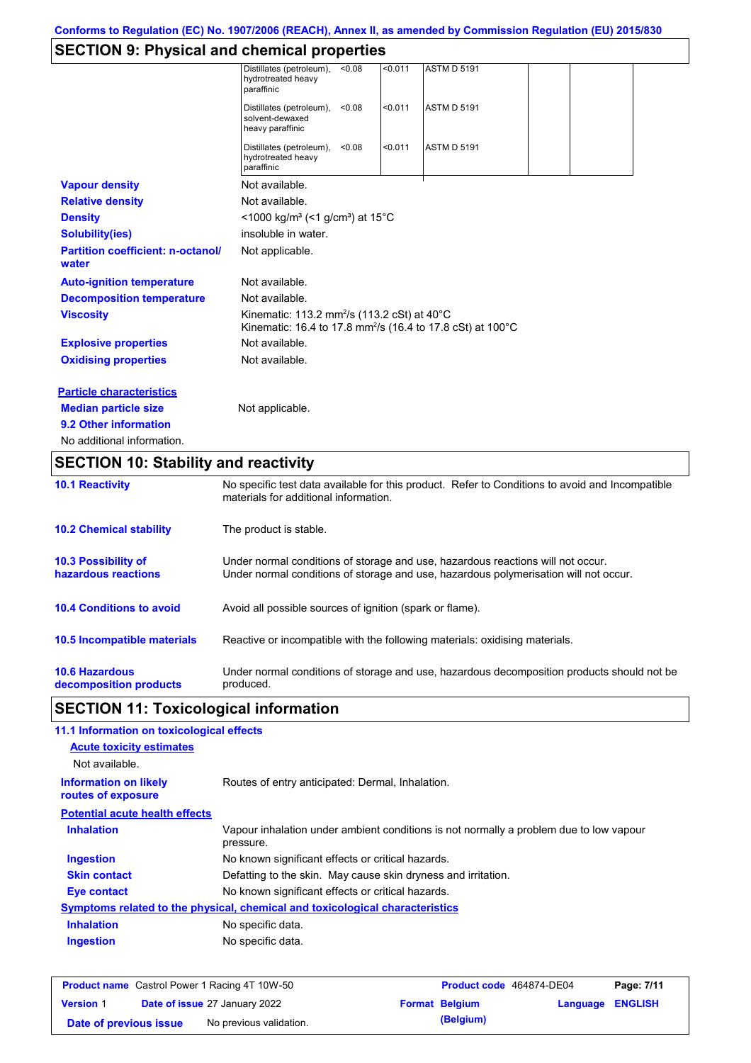Conforms to Regulation (EC) No. 1907/2006 (REACH), Annex II, as amended by Commission Regulation (EU) 2015/830

## SECTION 9: Physical and chemical properties

| | | | | | |
|---|---|---|---|---|---|
| Distillates (petroleum), hydrotreated heavy paraffinic | <0.08 | <0.011 | ASTM D 5191 | | |
| Distillates (petroleum), solvent-dewaxed heavy paraffinic | <0.08 | <0.011 | ASTM D 5191 | | |
| Distillates (petroleum), hydrotreated heavy paraffinic | <0.08 | <0.011 | ASTM D 5191 | | |

**Vapour density** Not available.

**Relative density** Not available.

**Density** <1000 kg/m³ (<1 g/cm³) at 15°C

**Solubility(ies)** insoluble in water.

**Partition coefficient: n-octanol/water** Not applicable.

**Auto-ignition temperature** Not available.

**Decomposition temperature** Not available.

**Viscosity** Kinematic: 113.2 mm²/s (113.2 cSt) at 40°C
Kinematic: 16.4 to 17.8 mm²/s (16.4 to 17.8 cSt) at 100°C

**Explosive properties** Not available.

**Oxidising properties** Not available.

**Particle characteristics**

**Median particle size** Not applicable.

**9.2 Other information**

No additional information.

## SECTION 10: Stability and reactivity

**10.1 Reactivity** No specific test data available for this product. Refer to Conditions to avoid and Incompatible materials for additional information.

**10.2 Chemical stability** The product is stable.

**10.3 Possibility of hazardous reactions** Under normal conditions of storage and use, hazardous reactions will not occur.
Under normal conditions of storage and use, hazardous polymerisation will not occur.

**10.4 Conditions to avoid** Avoid all possible sources of ignition (spark or flame).

**10.5 Incompatible materials** Reactive or incompatible with the following materials: oxidising materials.

**10.6 Hazardous decomposition products** Under normal conditions of storage and use, hazardous decomposition products should not be produced.

## SECTION 11: Toxicological information

**11.1 Information on toxicological effects**

**Acute toxicity estimates**

Not available.

**Information on likely routes of exposure** Routes of entry anticipated: Dermal, Inhalation.

**Potential acute health effects**

**Inhalation** Vapour inhalation under ambient conditions is not normally a problem due to low vapour pressure.

**Ingestion** No known significant effects or critical hazards.

**Skin contact** Defatting to the skin. May cause skin dryness and irritation.

**Eye contact** No known significant effects or critical hazards.

**Symptoms related to the physical, chemical and toxicological characteristics**

**Inhalation** No specific data.

**Ingestion** No specific data.

| **Product name** Castrol Power 1 Racing 4T 10W-50 | **Product code** 464874-DE04 | |
|---|---|---|
| **Version** 1 **Date of issue** 27 January 2022 | **Format** Belgium (Belgium) | **Language** ENGLISH |
| **Date of previous issue** No previous validation. | | |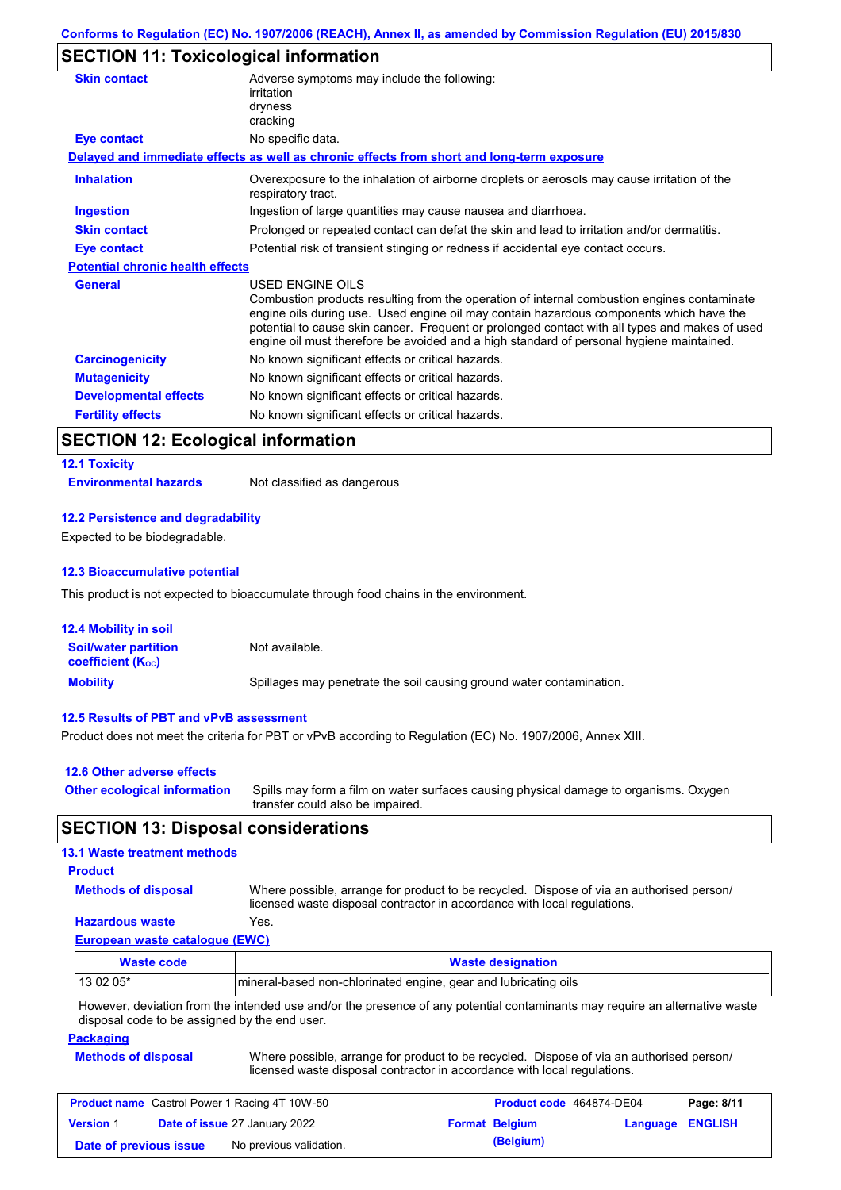## SECTION 11: Toxicological information

| | |
|---|---|
| **Skin contact** | Adverse symptoms may include the following:<br>irritation<br>dryness<br>cracking |
| **Eye contact** | No specific data. |

**Delayed and immediate effects as well as chronic effects from short and long-term exposure**

| | |
|---|---|
| **Inhalation** | Overexposure to the inhalation of airborne droplets or aerosols may cause irritation of the respiratory tract. |
| **Ingestion** | Ingestion of large quantities may cause nausea and diarrhoea. |
| **Skin contact** | Prolonged or repeated contact can defat the skin and lead to irritation and/or dermatitis. |
| **Eye contact** | Potential risk of transient stinging or redness if accidental eye contact occurs. |

**Potential chronic health effects**

| | |
|---|---|
| **General** | USED ENGINE OILS<br>Combustion products resulting from the operation of internal combustion engines contaminate engine oils during use. Used engine oil may contain hazardous components which have the potential to cause skin cancer. Frequent or prolonged contact with all types and makes of used engine oil must therefore be avoided and a high standard of personal hygiene maintained. |
| **Carcinogenicity** | No known significant effects or critical hazards. |
| **Mutagenicity** | No known significant effects or critical hazards. |
| **Developmental effects** | No known significant effects or critical hazards. |
| **Fertility effects** | No known significant effects or critical hazards. |

## SECTION 12: Ecological information

### 12.1 Toxicity

**Environmental hazards** Not classified as dangerous

### 12.2 Persistence and degradability

Expected to be biodegradable.

### 12.3 Bioaccumulative potential

This product is not expected to bioaccumulate through food chains in the environment.

### 12.4 Mobility in soil

| | |
|---|---|
| **Soil/water partition coefficient ($K_{OC}$)** | Not available. |
| **Mobility** | Spillages may penetrate the soil causing ground water contamination. |

### 12.5 Results of PBT and vPvB assessment

Product does not meet the criteria for PBT or vPvB according to Regulation (EC) No. 1907/2006, Annex XIII.

### 12.6 Other adverse effects

**Other ecological information** Spills may form a film on water surfaces causing physical damage to organisms. Oxygen transfer could also be impaired.

## SECTION 13: Disposal considerations

### 13.1 Waste treatment methods

**Product**

| | |
|---|---|
| **Methods of disposal** | Where possible, arrange for product to be recycled. Dispose of via an authorised person/ licensed waste disposal contractor in accordance with local regulations. |
| **Hazardous waste** | Yes. |

**European waste catalogue (EWC)**

| Waste code | Waste designation |
|---|---|
| 13 02 05* | mineral-based non-chlorinated engine, gear and lubricating oils |

However, deviation from the intended use and/or the presence of any potential contaminants may require an alternative waste disposal code to be assigned by the end user.

**Packaging**

**Methods of disposal** Where possible, arrange for product to be recycled. Dispose of via an authorised person/ licensed waste disposal contractor in accordance with local regulations.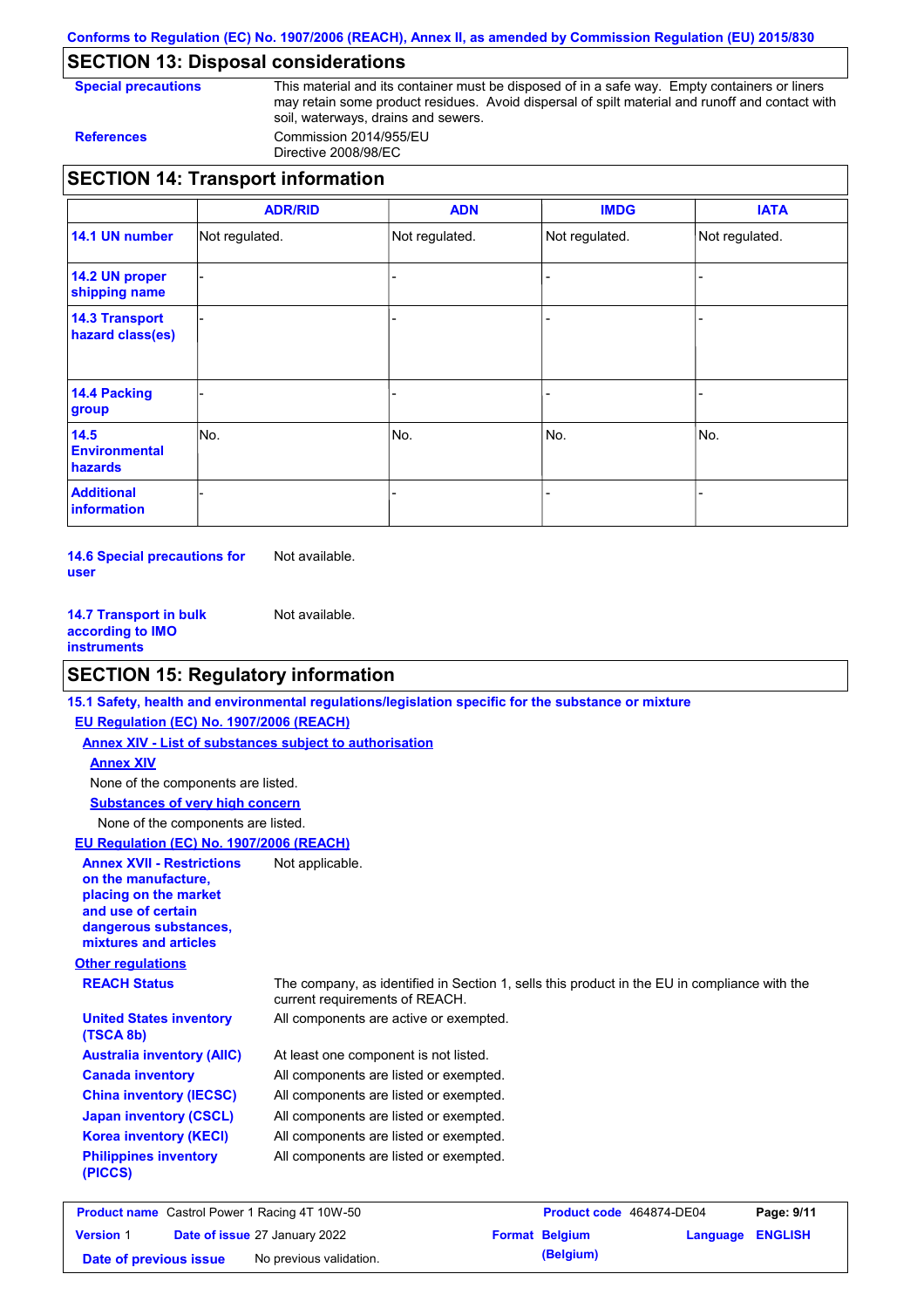## SECTION 13: Disposal considerations

**Special precautions**
This material and its container must be disposed of in a safe way. Empty containers or liners may retain some product residues. Avoid dispersal of spilt material and runoff and contact with soil, waterways, drains and sewers.

**References**
Commission 2014/955/EU
Directive 2008/98/EC

## SECTION 14: Transport information

| | ADR/RID | ADN | IMDG | IATA |
|---|---|---|---|---|
| **14.1 UN number** | Not regulated. | Not regulated. | Not regulated. | Not regulated. |
| **14.2 UN proper shipping name** | - | - | - | - |
| **14.3 Transport hazard class(es)** | - | - | - | - |
| **14.4 Packing group** | - | - | - | - |
| **14.5 Environmental hazards** | No. | No. | No. | No. |
| **Additional information** | - | - | - | - |

**14.6 Special precautions for user**
Not available.

**14.7 Transport in bulk according to IMO instruments**
Not available.

## SECTION 15: Regulatory information

**15.1 Safety, health and environmental regulations/legislation specific for the substance or mixture**

**EU Regulation (EC) No. 1907/2006 (REACH)**

**Annex XIV - List of substances subject to authorisation**

**Annex XIV**

None of the components are listed.

**Substances of very high concern**

None of the components are listed.

**EU Regulation (EC) No. 1907/2006 (REACH)**

**Annex XVII - Restrictions on the manufacture, placing on the market and use of certain dangerous substances, mixtures and articles**: Not applicable.

**Other regulations**

**REACH Status**: The company, as identified in Section 1, sells this product in the EU in compliance with the current requirements of REACH.

**United States inventory (TSCA 8b)**: All components are active or exempted.

**Australia inventory (AIIC)**: At least one component is not listed.

**Canada inventory**: All components are listed or exempted.

**China inventory (IECSC)**: All components are listed or exempted.

**Japan inventory (CSCL)**: All components are listed or exempted.

**Korea inventory (KECI)**: All components are listed or exempted.

**Philippines inventory (PICCS)**: All components are listed or exempted.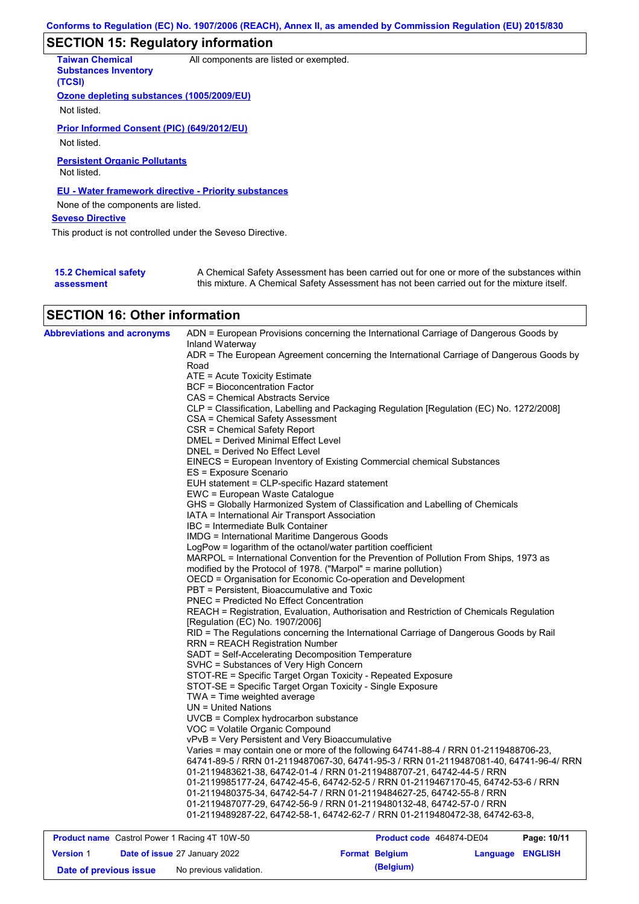## SECTION 15: Regulatory information

**Taiwan Chemical Substances Inventory (TCSI)**: All components are listed or exempted.

**Ozone depleting substances (1005/2009/EU)**

Not listed.

**Prior Informed Consent (PIC) (649/2012/EU)**

Not listed.

**Persistent Organic Pollutants**

Not listed.

**EU - Water framework directive - Priority substances**

None of the components are listed.

**Seveso Directive**

This product is not controlled under the Seveso Directive.

**15.2 Chemical safety assessment**: A Chemical Safety Assessment has been carried out for one or more of the substances within this mixture. A Chemical Safety Assessment has not been carried out for the mixture itself.

## SECTION 16: Other information

**Abbreviations and acronyms**

ADN = European Provisions concerning the International Carriage of Dangerous Goods by Inland Waterway
ADR = The European Agreement concerning the International Carriage of Dangerous Goods by Road
ATE = Acute Toxicity Estimate
BCF = Bioconcentration Factor
CAS = Chemical Abstracts Service
CLP = Classification, Labelling and Packaging Regulation [Regulation (EC) No. 1272/2008]
CSA = Chemical Safety Assessment
CSR = Chemical Safety Report
DMEL = Derived Minimal Effect Level
DNEL = Derived No Effect Level
EINECS = European Inventory of Existing Commercial chemical Substances
ES = Exposure Scenario
EUH statement = CLP-specific Hazard statement
EWC = European Waste Catalogue
GHS = Globally Harmonized System of Classification and Labelling of Chemicals
IATA = International Air Transport Association
IBC = Intermediate Bulk Container
IMDG = International Maritime Dangerous Goods
LogPow = logarithm of the octanol/water partition coefficient
MARPOL = International Convention for the Prevention of Pollution From Ships, 1973 as modified by the Protocol of 1978. ("Marpol" = marine pollution)
OECD = Organisation for Economic Co-operation and Development
PBT = Persistent, Bioaccumulative and Toxic
PNEC = Predicted No Effect Concentration
REACH = Registration, Evaluation, Authorisation and Restriction of Chemicals Regulation [Regulation (EC) No. 1907/2006]
RID = The Regulations concerning the International Carriage of Dangerous Goods by Rail
RRN = REACH Registration Number
SADT = Self-Accelerating Decomposition Temperature
SVHC = Substances of Very High Concern
STOT-RE = Specific Target Organ Toxicity - Repeated Exposure
STOT-SE = Specific Target Organ Toxicity - Single Exposure
TWA = Time weighted average
UN = United Nations
UVCB = Complex hydrocarbon substance
VOC = Volatile Organic Compound
vPvB = Very Persistent and Very Bioaccumulative
Varies = may contain one or more of the following 64741-88-4 / RRN 01-2119488706-23, 64741-89-5 / RRN 01-2119487067-30, 64741-95-3 / RRN 01-2119487081-40, 64741-96-4/ RRN 01-2119483621-38, 64742-01-4 / RRN 01-2119488707-21, 64742-44-5 / RRN 01-2119985177-24, 64742-45-6, 64742-52-5 / RRN 01-2119467170-45, 64742-53-6 / RRN 01-2119480375-34, 64742-54-7 / RRN 01-2119484627-25, 64742-55-8 / RRN 01-2119487077-29, 64742-56-9 / RRN 01-2119480132-48, 64742-57-0 / RRN 01-2119489287-22, 64742-58-1, 64742-62-7 / RRN 01-2119480472-38, 64742-63-8,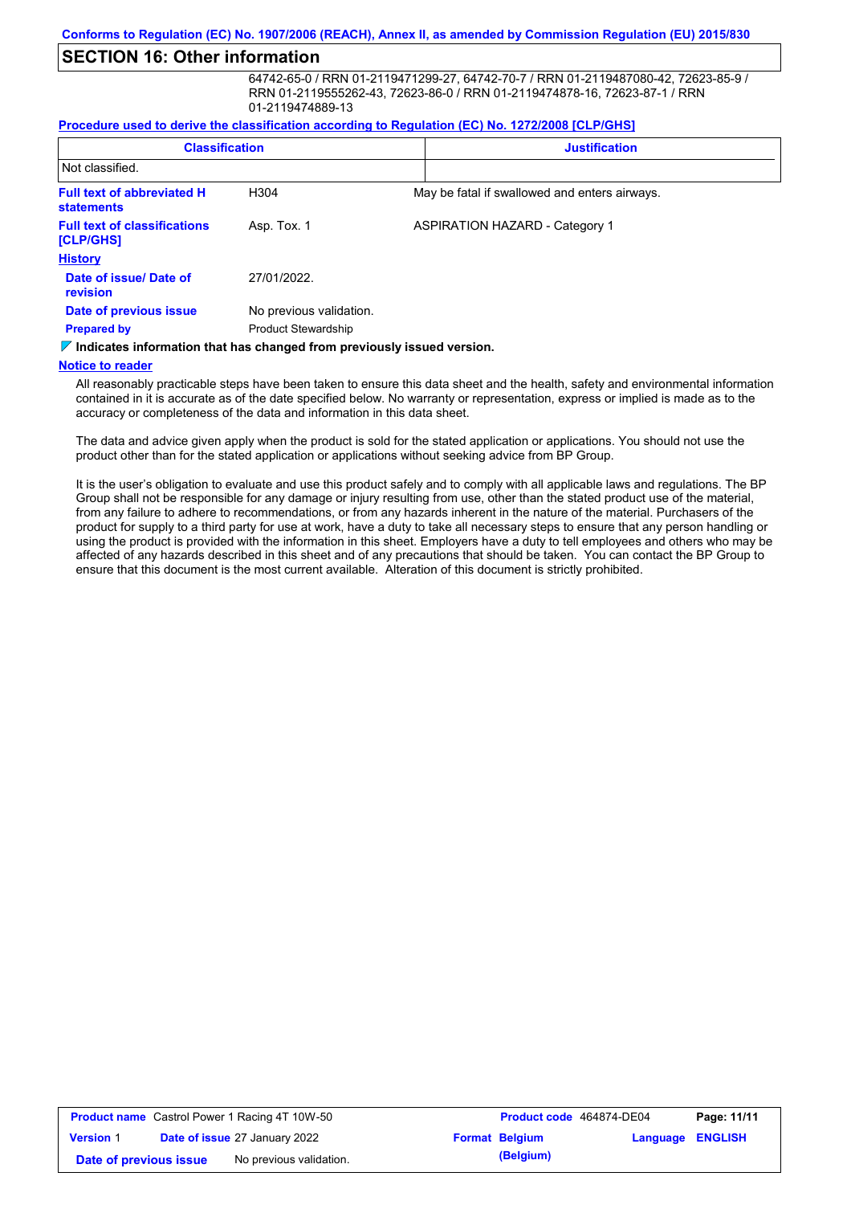## SECTION 16: Other information

64742-65-0 / RRN 01-2119471299-27, 64742-70-7 / RRN 01-2119487080-42, 72623-85-9 / RRN 01-2119555262-43, 72623-86-0 / RRN 01-2119474878-16, 72623-87-1 / RRN 01-2119474889-13

**Procedure used to derive the classification according to Regulation (EC) No. 1272/2008 [CLP/GHS]**

| Classification | Justification |
|---|---|
| Not classified. | |

| | | |
|---|---|---|
| **Full text of abbreviated H statements** | H304 | May be fatal if swallowed and enters airways. |
| **Full text of classifications [CLP/GHS]** | Asp. Tox. 1 | ASPIRATION HAZARD - Category 1 |

**History**

| | |
|---|---|
| **Date of issue/ Date of revision** | 27/01/2022. |
| **Date of previous issue** | No previous validation. |
| **Prepared by** | Product Stewardship |

**Indicates information that has changed from previously issued version.**

**Notice to reader**

All reasonably practicable steps have been taken to ensure this data sheet and the health, safety and environmental information contained in it is accurate as of the date specified below. No warranty or representation, express or implied is made as to the accuracy or completeness of the data and information in this data sheet.

The data and advice given apply when the product is sold for the stated application or applications. You should not use the product other than for the stated application or applications without seeking advice from BP Group.

It is the user's obligation to evaluate and use this product safely and to comply with all applicable laws and regulations. The BP Group shall not be responsible for any damage or injury resulting from use, other than the stated product use of the material, from any failure to adhere to recommendations, or from any hazards inherent in the nature of the material. Purchasers of the product for supply to a third party for use at work, have a duty to take all necessary steps to ensure that any person handling or using the product is provided with the information in this sheet. Employers have a duty to tell employees and others who may be affected of any hazards described in this sheet and of any precautions that should be taken. You can contact the BP Group to ensure that this document is the most current available. Alteration of this document is strictly prohibited.